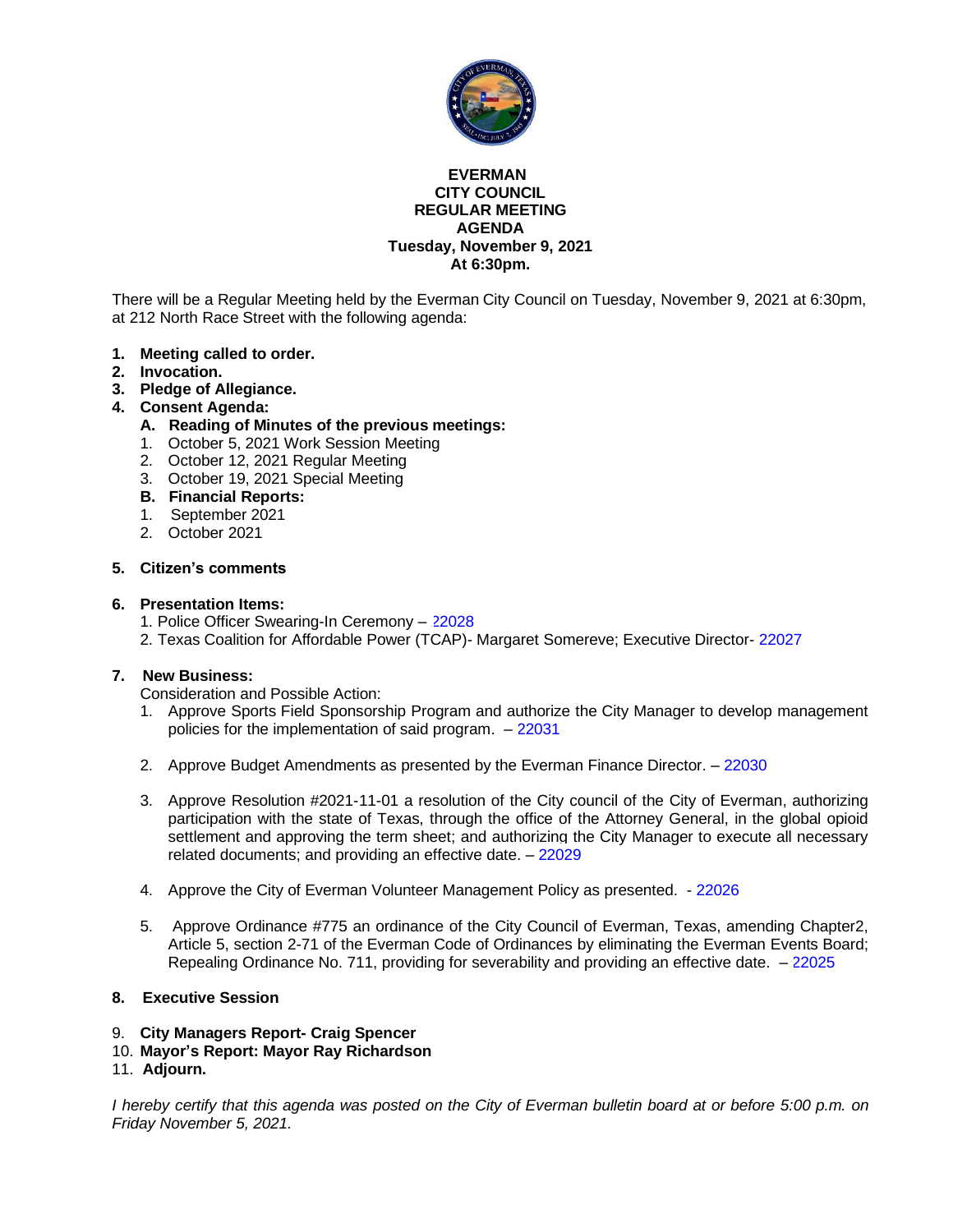**EVERMAN**
**CITY COUNCIL**
**REGULAR MEETING**
**AGENDA**
**Tuesday, November 9, 2021**
**At 6:30pm.**

There will be a Regular Meeting held by the Everman City Council on Tuesday, November 9, 2021 at 6:30pm, at 212 North Race Street with the following agenda:

1. **Meeting called to order.**
2. **Invocation.**
3. **Pledge of Allegiance.**
4. **Consent Agenda:**
   - **A. Reading of Minutes of the previous meetings:**
     1. October 5, 2021 Work Session Meeting
     2. October 12, 2021 Regular Meeting
     3. October 19, 2021 Special Meeting
   - **B. Financial Reports:**
     1. September 2021
     2. October 2021

5. **Citizen's comments**

6. **Presentation Items:**
   1. Police Officer Swearing-In Ceremony – 22028
   2. Texas Coalition for Affordable Power (TCAP)- Margaret Somereve; Executive Director- 22027

7. **New Business:**

   Consideration and Possible Action:
   1. Approve Sports Field Sponsorship Program and authorize the City Manager to develop management policies for the implementation of said program. – 22031
   2. Approve Budget Amendments as presented by the Everman Finance Director. – 22030
   3. Approve Resolution #2021-11-01 a resolution of the City council of the City of Everman, authorizing participation with the state of Texas, through the office of the Attorney General, in the global opioid settlement and approving the term sheet; and authorizing the City Manager to execute all necessary related documents; and providing an effective date. – 22029
   4. Approve the City of Everman Volunteer Management Policy as presented. - 22026
   5. Approve Ordinance #775 an ordinance of the City Council of Everman, Texas, amending Chapter2, Article 5, section 2-71 of the Everman Code of Ordinances by eliminating the Everman Events Board; Repealing Ordinance No. 711, providing for severability and providing an effective date. – 22025

8. **Executive Session**

9. **City Managers Report- Craig Spencer**
10. **Mayor's Report: Mayor Ray Richardson**
11. **Adjourn.**

*I hereby certify that this agenda was posted on the City of Everman bulletin board at or before 5:00 p.m. on Friday November 5, 2021.*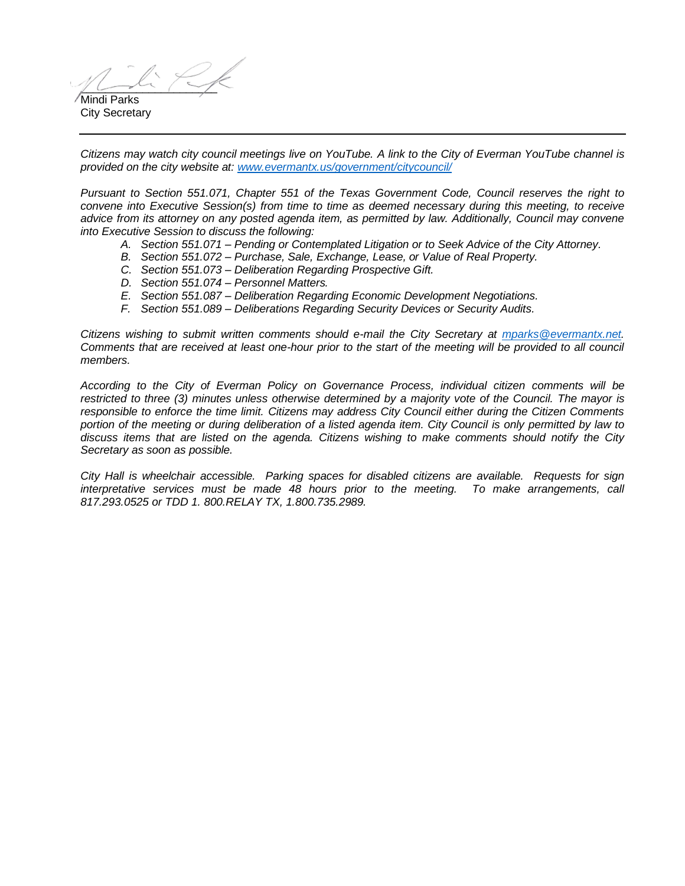Mindi Parks
City Secretary

---

*Citizens may watch city council meetings live on YouTube. A link to the City of Everman YouTube channel is provided on the city website at: [www.evermantx.us/government/citycouncil/](www.evermantx.us/government/citycouncil/)*

*Pursuant to Section 551.071, Chapter 551 of the Texas Government Code, Council reserves the right to convene into Executive Session(s) from time to time as deemed necessary during this meeting, to receive advice from its attorney on any posted agenda item, as permitted by law. Additionally, Council may convene into Executive Session to discuss the following:*

- *A. Section 551.071 – Pending or Contemplated Litigation or to Seek Advice of the City Attorney.*
- *B. Section 551.072 – Purchase, Sale, Exchange, Lease, or Value of Real Property.*
- *C. Section 551.073 – Deliberation Regarding Prospective Gift.*
- *D. Section 551.074 – Personnel Matters.*
- *E. Section 551.087 – Deliberation Regarding Economic Development Negotiations.*
- *F. Section 551.089 – Deliberations Regarding Security Devices or Security Audits.*

*Citizens wishing to submit written comments should e-mail the City Secretary at [mparks@evermantx.net](mailto:mparks@evermantx.net). Comments that are received at least one-hour prior to the start of the meeting will be provided to all council members.*

*According to the City of Everman Policy on Governance Process, individual citizen comments will be restricted to three (3) minutes unless otherwise determined by a majority vote of the Council. The mayor is responsible to enforce the time limit. Citizens may address City Council either during the Citizen Comments portion of the meeting or during deliberation of a listed agenda item. City Council is only permitted by law to discuss items that are listed on the agenda. Citizens wishing to make comments should notify the City Secretary as soon as possible.*

*City Hall is wheelchair accessible. Parking spaces for disabled citizens are available. Requests for sign interpretative services must be made 48 hours prior to the meeting. To make arrangements, call 817.293.0525 or TDD 1. 800.RELAY TX, 1.800.735.2989.*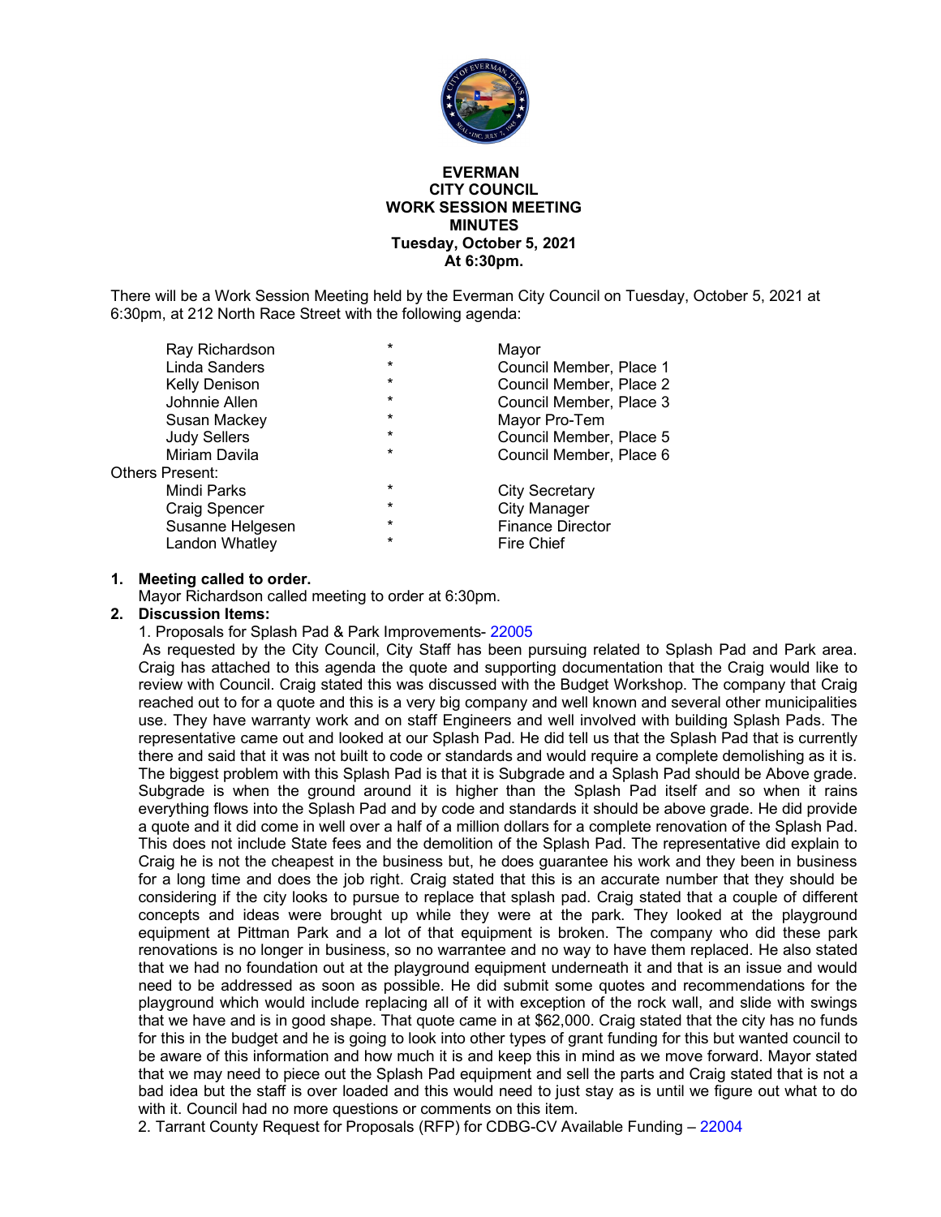**EVERMAN**
**CITY COUNCIL**
**WORK SESSION MEETING**
**MINUTES**
**Tuesday, October 5, 2021**
**At 6:30pm.**

There will be a Work Session Meeting held by the Everman City Council on Tuesday, October 5, 2021 at 6:30pm, at 212 North Race Street with the following agenda:

| | | |
|---|---|---|
| Ray Richardson | * | Mayor |
| Linda Sanders | * | Council Member, Place 1 |
| Kelly Denison | * | Council Member, Place 2 |
| Johnnie Allen | * | Council Member, Place 3 |
| Susan Mackey | * | Mayor Pro-Tem |
| Judy Sellers | * | Council Member, Place 5 |
| Miriam Davila | * | Council Member, Place 6 |

Others Present:

| | | |
|---|---|---|
| Mindi Parks | * | City Secretary |
| Craig Spencer | * | City Manager |
| Susanne Helgesen | * | Finance Director |
| Landon Whatley | * | Fire Chief |

1. **Meeting called to order.**
   Mayor Richardson called meeting to order at 6:30pm.
2. **Discussion Items:**
   1. Proposals for Splash Pad & Park Improvements- 22005

   As requested by the City Council, City Staff has been pursuing related to Splash Pad and Park area. Craig has attached to this agenda the quote and supporting documentation that the Craig would like to review with Council. Craig stated this was discussed with the Budget Workshop. The company that Craig reached out to for a quote and this is a very big company and well known and several other municipalities use. They have warranty work and on staff Engineers and well involved with building Splash Pads. The representative came out and looked at our Splash Pad. He did tell us that the Splash Pad that is currently there and said that it was not built to code or standards and would require a complete demolishing as it is. The biggest problem with this Splash Pad is that it is Subgrade and a Splash Pad should be Above grade. Subgrade is when the ground around it is higher than the Splash Pad itself and so when it rains everything flows into the Splash Pad and by code and standards it should be above grade. He did provide a quote and it did come in well over a half of a million dollars for a complete renovation of the Splash Pad. This does not include State fees and the demolition of the Splash Pad. The representative did explain to Craig he is not the cheapest in the business but, he does guarantee his work and they been in business for a long time and does the job right. Craig stated that this is an accurate number that they should be considering if the city looks to pursue to replace that splash pad. Craig stated that a couple of different concepts and ideas were brought up while they were at the park. They looked at the playground equipment at Pittman Park and a lot of that equipment is broken. The company who did these park renovations is no longer in business, so no warrantee and no way to have them replaced. He also stated that we had no foundation out at the playground equipment underneath it and that is an issue and would need to be addressed as soon as possible. He did submit some quotes and recommendations for the playground which would include replacing all of it with exception of the rock wall, and slide with swings that we have and is in good shape. That quote came in at $62,000. Craig stated that the city has no funds for this in the budget and he is going to look into other types of grant funding for this but wanted council to be aware of this information and how much it is and keep this in mind as we move forward. Mayor stated that we may need to piece out the Splash Pad equipment and sell the parts and Craig stated that is not a bad idea but the staff is over loaded and this would need to just stay as is until we figure out what to do with it. Council had no more questions or comments on this item.

   2. Tarrant County Request for Proposals (RFP) for CDBG-CV Available Funding – 22004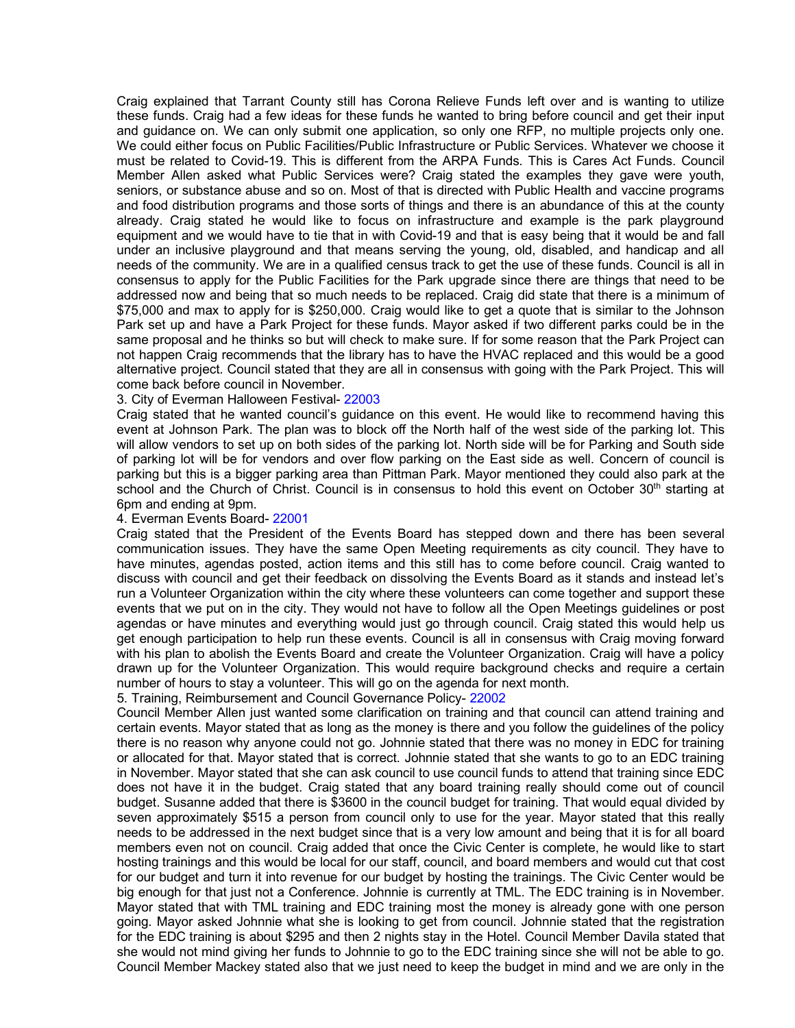Craig explained that Tarrant County still has Corona Relieve Funds left over and is wanting to utilize these funds. Craig had a few ideas for these funds he wanted to bring before council and get their input and guidance on. We can only submit one application, so only one RFP, no multiple projects only one. We could either focus on Public Facilities/Public Infrastructure or Public Services. Whatever we choose it must be related to Covid-19. This is different from the ARPA Funds. This is Cares Act Funds. Council Member Allen asked what Public Services were? Craig stated the examples they gave were youth, seniors, or substance abuse and so on. Most of that is directed with Public Health and vaccine programs and food distribution programs and those sorts of things and there is an abundance of this at the county already. Craig stated he would like to focus on infrastructure and example is the park playground equipment and we would have to tie that in with Covid-19 and that is easy being that it would be and fall under an inclusive playground and that means serving the young, old, disabled, and handicap and all needs of the community. We are in a qualified census track to get the use of these funds. Council is all in consensus to apply for the Public Facilities for the Park upgrade since there are things that need to be addressed now and being that so much needs to be replaced. Craig did state that there is a minimum of $75,000 and max to apply for is $250,000. Craig would like to get a quote that is similar to the Johnson Park set up and have a Park Project for these funds. Mayor asked if two different parks could be in the same proposal and he thinks so but will check to make sure. If for some reason that the Park Project can not happen Craig recommends that the library has to have the HVAC replaced and this would be a good alternative project. Council stated that they are all in consensus with going with the Park Project. This will come back before council in November.

3. City of Everman Halloween Festival- 22003

Craig stated that he wanted council's guidance on this event. He would like to recommend having this event at Johnson Park. The plan was to block off the North half of the west side of the parking lot. This will allow vendors to set up on both sides of the parking lot. North side will be for Parking and South side of parking lot will be for vendors and over flow parking on the East side as well. Concern of council is parking but this is a bigger parking area than Pittman Park. Mayor mentioned they could also park at the school and the Church of Christ. Council is in consensus to hold this event on October 30th starting at 6pm and ending at 9pm.

4. Everman Events Board- 22001

Craig stated that the President of the Events Board has stepped down and there has been several communication issues. They have the same Open Meeting requirements as city council. They have to have minutes, agendas posted, action items and this still has to come before council. Craig wanted to discuss with council and get their feedback on dissolving the Events Board as it stands and instead let's run a Volunteer Organization within the city where these volunteers can come together and support these events that we put on in the city. They would not have to follow all the Open Meetings guidelines or post agendas or have minutes and everything would just go through council. Craig stated this would help us get enough participation to help run these events. Council is all in consensus with Craig moving forward with his plan to abolish the Events Board and create the Volunteer Organization. Craig will have a policy drawn up for the Volunteer Organization. This would require background checks and require a certain number of hours to stay a volunteer. This will go on the agenda for next month.

5. Training, Reimbursement and Council Governance Policy- 22002

Council Member Allen just wanted some clarification on training and that council can attend training and certain events. Mayor stated that as long as the money is there and you follow the guidelines of the policy there is no reason why anyone could not go. Johnnie stated that there was no money in EDC for training or allocated for that. Mayor stated that is correct. Johnnie stated that she wants to go to an EDC training in November. Mayor stated that she can ask council to use council funds to attend that training since EDC does not have it in the budget. Craig stated that any board training really should come out of council budget. Susanne added that there is $3600 in the council budget for training. That would equal divided by seven approximately $515 a person from council only to use for the year. Mayor stated that this really needs to be addressed in the next budget since that is a very low amount and being that it is for all board members even not on council. Craig added that once the Civic Center is complete, he would like to start hosting trainings and this would be local for our staff, council, and board members and would cut that cost for our budget and turn it into revenue for our budget by hosting the trainings. The Civic Center would be big enough for that just not a Conference. Johnnie is currently at TML. The EDC training is in November. Mayor stated that with TML training and EDC training most the money is already gone with one person going. Mayor asked Johnnie what she is looking to get from council. Johnnie stated that the registration for the EDC training is about $295 and then 2 nights stay in the Hotel. Council Member Davila stated that she would not mind giving her funds to Johnnie to go to the EDC training since she will not be able to go. Council Member Mackey stated also that we just need to keep the budget in mind and we are only in the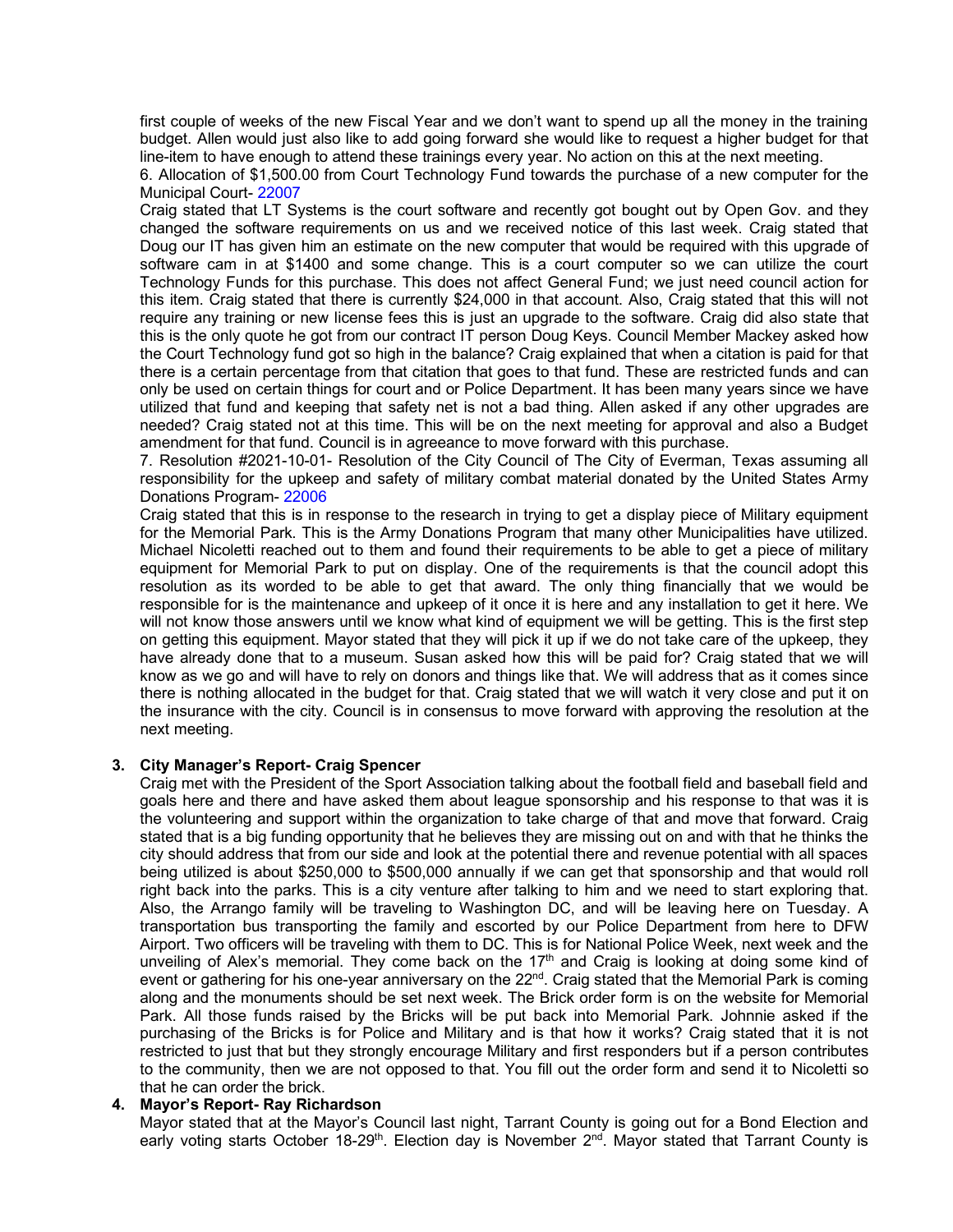first couple of weeks of the new Fiscal Year and we don't want to spend up all the money in the training budget. Allen would just also like to add going forward she would like to request a higher budget for that line-item to have enough to attend these trainings every year. No action on this at the next meeting.

6. Allocation of $1,500.00 from Court Technology Fund towards the purchase of a new computer for the Municipal Court- 22007

Craig stated that LT Systems is the court software and recently got bought out by Open Gov. and they changed the software requirements on us and we received notice of this last week. Craig stated that Doug our IT has given him an estimate on the new computer that would be required with this upgrade of software cam in at $1400 and some change. This is a court computer so we can utilize the court Technology Funds for this purchase. This does not affect General Fund; we just need council action for this item. Craig stated that there is currently $24,000 in that account. Also, Craig stated that this will not require any training or new license fees this is just an upgrade to the software. Craig did also state that this is the only quote he got from our contract IT person Doug Keys. Council Member Mackey asked how the Court Technology fund got so high in the balance? Craig explained that when a citation is paid for that there is a certain percentage from that citation that goes to that fund. These are restricted funds and can only be used on certain things for court and or Police Department. It has been many years since we have utilized that fund and keeping that safety net is not a bad thing. Allen asked if any other upgrades are needed? Craig stated not at this time. This will be on the next meeting for approval and also a Budget amendment for that fund. Council is in agreeance to move forward with this purchase.

7. Resolution #2021-10-01- Resolution of the City Council of The City of Everman, Texas assuming all responsibility for the upkeep and safety of military combat material donated by the United States Army Donations Program- 22006

Craig stated that this is in response to the research in trying to get a display piece of Military equipment for the Memorial Park. This is the Army Donations Program that many other Municipalities have utilized. Michael Nicoletti reached out to them and found their requirements to be able to get a piece of military equipment for Memorial Park to put on display. One of the requirements is that the council adopt this resolution as its worded to be able to get that award. The only thing financially that we would be responsible for is the maintenance and upkeep of it once it is here and any installation to get it here. We will not know those answers until we know what kind of equipment we will be getting. This is the first step on getting this equipment. Mayor stated that they will pick it up if we do not take care of the upkeep, they have already done that to a museum. Susan asked how this will be paid for? Craig stated that we will know as we go and will have to rely on donors and things like that. We will address that as it comes since there is nothing allocated in the budget for that. Craig stated that we will watch it very close and put it on the insurance with the city. Council is in consensus to move forward with approving the resolution at the next meeting.

**3. City Manager's Report- Craig Spencer**

Craig met with the President of the Sport Association talking about the football field and baseball field and goals here and there and have asked them about league sponsorship and his response to that was it is the volunteering and support within the organization to take charge of that and move that forward. Craig stated that is a big funding opportunity that he believes they are missing out on and with that he thinks the city should address that from our side and look at the potential there and revenue potential with all spaces being utilized is about $250,000 to $500,000 annually if we can get that sponsorship and that would roll right back into the parks. This is a city venture after talking to him and we need to start exploring that. Also, the Arrango family will be traveling to Washington DC, and will be leaving here on Tuesday. A transportation bus transporting the family and escorted by our Police Department from here to DFW Airport. Two officers will be traveling with them to DC. This is for National Police Week, next week and the unveiling of Alex's memorial. They come back on the 17th and Craig is looking at doing some kind of event or gathering for his one-year anniversary on the 22nd. Craig stated that the Memorial Park is coming along and the monuments should be set next week. The Brick order form is on the website for Memorial Park. All those funds raised by the Bricks will be put back into Memorial Park. Johnnie asked if the purchasing of the Bricks is for Police and Military and is that how it works? Craig stated that it is not restricted to just that but they strongly encourage Military and first responders but if a person contributes to the community, then we are not opposed to that. You fill out the order form and send it to Nicoletti so that he can order the brick.

**4. Mayor's Report- Ray Richardson**

Mayor stated that at the Mayor's Council last night, Tarrant County is going out for a Bond Election and early voting starts October 18-29th. Election day is November 2nd. Mayor stated that Tarrant County is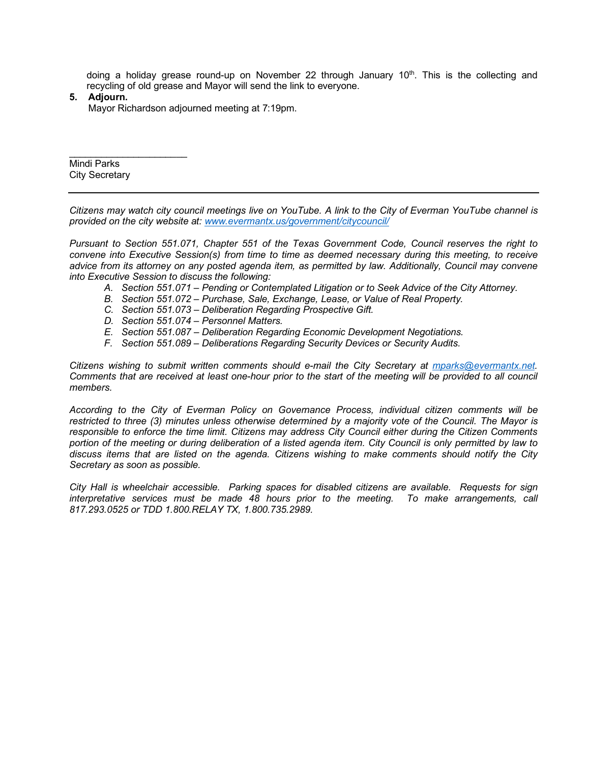doing a holiday grease round-up on November 22 through January 10th. This is the collecting and recycling of old grease and Mayor will send the link to everyone.

**5. Adjourn.**

Mayor Richardson adjourned meeting at 7:19pm.

______________________

Mindi Parks
City Secretary

---

*Citizens may watch city council meetings live on YouTube. A link to the City of Everman YouTube channel is provided on the city website at: [www.evermantx.us/government/citycouncil/](www.evermantx.us/government/citycouncil/)*

*Pursuant to Section 551.071, Chapter 551 of the Texas Government Code, Council reserves the right to convene into Executive Session(s) from time to time as deemed necessary during this meeting, to receive advice from its attorney on any posted agenda item, as permitted by law. Additionally, Council may convene into Executive Session to discuss the following:*

*A. Section 551.071 – Pending or Contemplated Litigation or to Seek Advice of the City Attorney.*
*B. Section 551.072 – Purchase, Sale, Exchange, Lease, or Value of Real Property.*
*C. Section 551.073 – Deliberation Regarding Prospective Gift.*
*D. Section 551.074 – Personnel Matters.*
*E. Section 551.087 – Deliberation Regarding Economic Development Negotiations.*
*F. Section 551.089 – Deliberations Regarding Security Devices or Security Audits.*

*Citizens wishing to submit written comments should e-mail the City Secretary at [mparks@evermantx.net](mailto:mparks@evermantx.net). Comments that are received at least one-hour prior to the start of the meeting will be provided to all council members.*

*According to the City of Everman Policy on Governance Process, individual citizen comments will be restricted to three (3) minutes unless otherwise determined by a majority vote of the Council. The Mayor is responsible to enforce the time limit. Citizens may address City Council either during the Citizen Comments portion of the meeting or during deliberation of a listed agenda item. City Council is only permitted by law to discuss items that are listed on the agenda. Citizens wishing to make comments should notify the City Secretary as soon as possible.*

*City Hall is wheelchair accessible. Parking spaces for disabled citizens are available. Requests for sign interpretative services must be made 48 hours prior to the meeting. To make arrangements, call 817.293.0525 or TDD 1.800.RELAY TX, 1.800.735.2989.*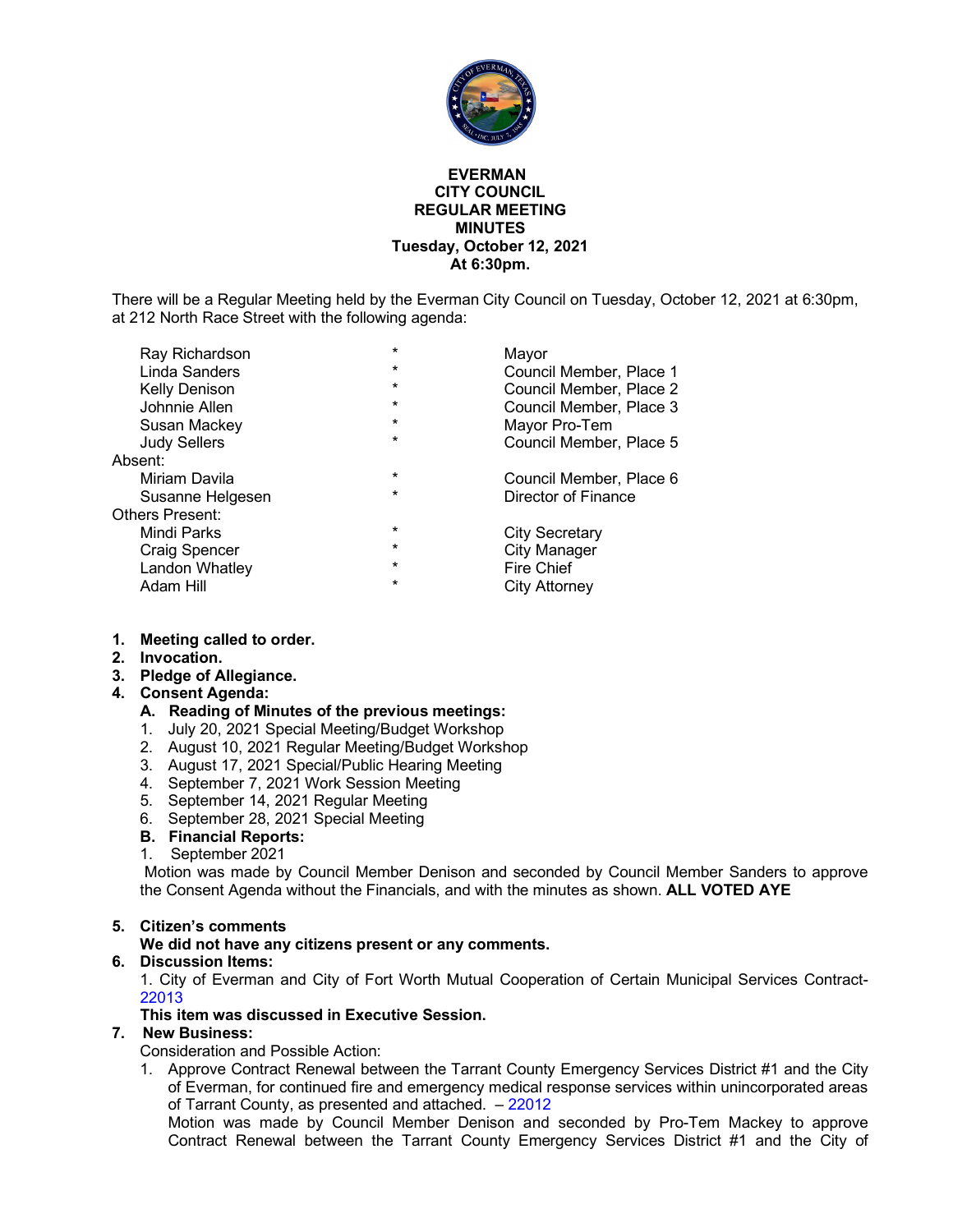**EVERMAN**
**CITY COUNCIL**
**REGULAR MEETING**
**MINUTES**
**Tuesday, October 12, 2021**
**At 6:30pm.**

There will be a Regular Meeting held by the Everman City Council on Tuesday, October 12, 2021 at 6:30pm, at 212 North Race Street with the following agenda:

| | | |
|---|---|---|
| Ray Richardson | * | Mayor |
| Linda Sanders | * | Council Member, Place 1 |
| Kelly Denison | * | Council Member, Place 2 |
| Johnnie Allen | * | Council Member, Place 3 |
| Susan Mackey | * | Mayor Pro-Tem |
| Judy Sellers | * | Council Member, Place 5 |
| Absent: | | |
| Miriam Davila | * | Council Member, Place 6 |
| Susanne Helgesen | * | Director of Finance |
| Others Present: | | |
| Mindi Parks | * | City Secretary |
| Craig Spencer | * | City Manager |
| Landon Whatley | * | Fire Chief |
| Adam Hill | * | City Attorney |

1. **Meeting called to order.**
2. **Invocation.**
3. **Pledge of Allegiance.**
4. **Consent Agenda:**
   **A. Reading of Minutes of the previous meetings:**
   1. July 20, 2021 Special Meeting/Budget Workshop
   2. August 10, 2021 Regular Meeting/Budget Workshop
   3. August 17, 2021 Special/Public Hearing Meeting
   4. September 7, 2021 Work Session Meeting
   5. September 14, 2021 Regular Meeting
   6. September 28, 2021 Special Meeting

   **B. Financial Reports:**
   1. September 2021

   Motion was made by Council Member Denison and seconded by Council Member Sanders to approve the Consent Agenda without the Financials, and with the minutes as shown. **ALL VOTED AYE**

5. **Citizen's comments**
   **We did not have any citizens present or any comments.**
6. **Discussion Items:**
   1. City of Everman and City of Fort Worth Mutual Cooperation of Certain Municipal Services Contract- 22013
   **This item was discussed in Executive Session.**
7. **New Business:**
   Consideration and Possible Action:
   1. Approve Contract Renewal between the Tarrant County Emergency Services District #1 and the City of Everman, for continued fire and emergency medical response services within unincorporated areas of Tarrant County, as presented and attached. – 22012
   Motion was made by Council Member Denison and seconded by Pro-Tem Mackey to approve Contract Renewal between the Tarrant County Emergency Services District #1 and the City of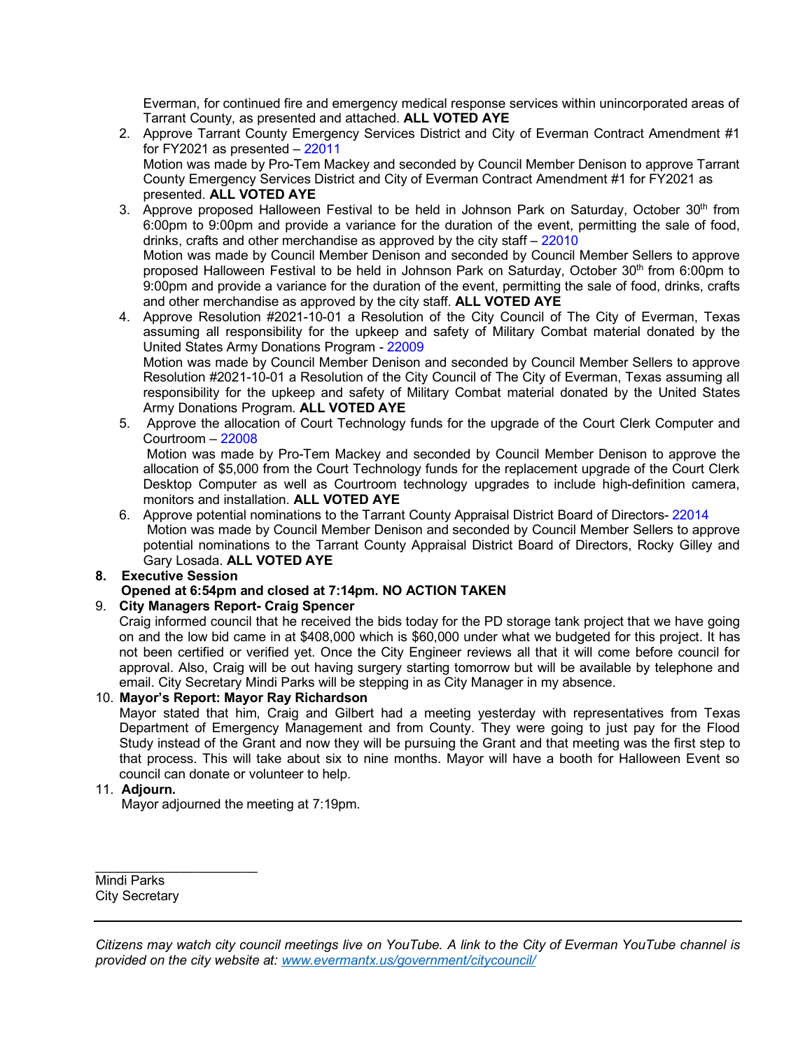Everman, for continued fire and emergency medical response services within unincorporated areas of Tarrant County, as presented and attached. **ALL VOTED AYE**

2. Approve Tarrant County Emergency Services District and City of Everman Contract Amendment #1 for FY2021 as presented – 22011
   Motion was made by Pro-Tem Mackey and seconded by Council Member Denison to approve Tarrant County Emergency Services District and City of Everman Contract Amendment #1 for FY2021 as presented. **ALL VOTED AYE**
3. Approve proposed Halloween Festival to be held in Johnson Park on Saturday, October 30th from 6:00pm to 9:00pm and provide a variance for the duration of the event, permitting the sale of food, drinks, crafts and other merchandise as approved by the city staff – 22010
   Motion was made by Council Member Denison and seconded by Council Member Sellers to approve proposed Halloween Festival to be held in Johnson Park on Saturday, October 30th from 6:00pm to 9:00pm and provide a variance for the duration of the event, permitting the sale of food, drinks, crafts and other merchandise as approved by the city staff. **ALL VOTED AYE**
4. Approve Resolution #2021-10-01 a Resolution of the City Council of The City of Everman, Texas assuming all responsibility for the upkeep and safety of Military Combat material donated by the United States Army Donations Program - 22009
   Motion was made by Council Member Denison and seconded by Council Member Sellers to approve Resolution #2021-10-01 a Resolution of the City Council of The City of Everman, Texas assuming all responsibility for the upkeep and safety of Military Combat material donated by the United States Army Donations Program. **ALL VOTED AYE**
5. Approve the allocation of Court Technology funds for the upgrade of the Court Clerk Computer and Courtroom – 22008
   Motion was made by Pro-Tem Mackey and seconded by Council Member Denison to approve the allocation of $5,000 from the Court Technology funds for the replacement upgrade of the Court Clerk Desktop Computer as well as Courtroom technology upgrades to include high-definition camera, monitors and installation. **ALL VOTED AYE**
6. Approve potential nominations to the Tarrant County Appraisal District Board of Directors- 22014
   Motion was made by Council Member Denison and seconded by Council Member Sellers to approve potential nominations to the Tarrant County Appraisal District Board of Directors, Rocky Gilley and Gary Losada. **ALL VOTED AYE**

**8. Executive Session**
**Opened at 6:54pm and closed at 7:14pm. NO ACTION TAKEN**

9. **City Managers Report- Craig Spencer**
   Craig informed council that he received the bids today for the PD storage tank project that we have going on and the low bid came in at $408,000 which is $60,000 under what we budgeted for this project. It has not been certified or verified yet. Once the City Engineer reviews all that it will come before council for approval. Also, Craig will be out having surgery starting tomorrow but will be available by telephone and email. City Secretary Mindi Parks will be stepping in as City Manager in my absence.

10. **Mayor's Report: Mayor Ray Richardson**
    Mayor stated that him, Craig and Gilbert had a meeting yesterday with representatives from Texas Department of Emergency Management and from County. They were going to just pay for the Flood Study instead of the Grant and now they will be pursuing the Grant and that meeting was the first step to that process. This will take about six to nine months. Mayor will have a booth for Halloween Event so council can donate or volunteer to help.

11. **Adjourn.**
    Mayor adjourned the meeting at 7:19pm.

______________________
Mindi Parks
City Secretary

---

*Citizens may watch city council meetings live on YouTube. A link to the City of Everman YouTube channel is provided on the city website at: www.evermantx.us/government/citycouncil/*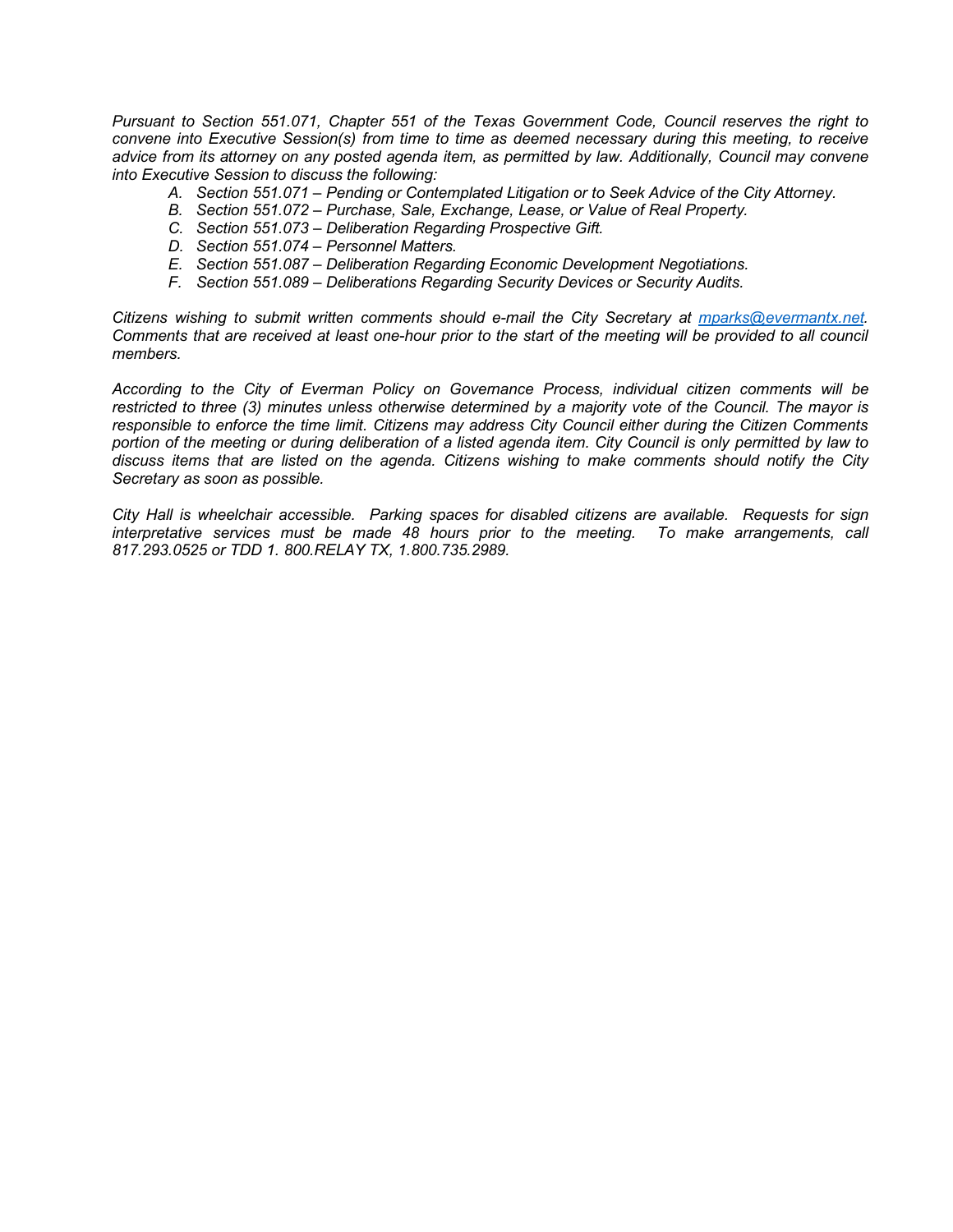*Pursuant to Section 551.071, Chapter 551 of the Texas Government Code, Council reserves the right to convene into Executive Session(s) from time to time as deemed necessary during this meeting, to receive advice from its attorney on any posted agenda item, as permitted by law. Additionally, Council may convene into Executive Session to discuss the following:*

*A. Section 551.071 – Pending or Contemplated Litigation or to Seek Advice of the City Attorney.*
*B. Section 551.072 – Purchase, Sale, Exchange, Lease, or Value of Real Property.*
*C. Section 551.073 – Deliberation Regarding Prospective Gift.*
*D. Section 551.074 – Personnel Matters.*
*E. Section 551.087 – Deliberation Regarding Economic Development Negotiations.*
*F. Section 551.089 – Deliberations Regarding Security Devices or Security Audits.*

*Citizens wishing to submit written comments should e-mail the City Secretary at [mparks@evermantx.net](mailto:mparks@evermantx.net). Comments that are received at least one-hour prior to the start of the meeting will be provided to all council members.*

*According to the City of Everman Policy on Governance Process, individual citizen comments will be restricted to three (3) minutes unless otherwise determined by a majority vote of the Council. The mayor is responsible to enforce the time limit. Citizens may address City Council either during the Citizen Comments portion of the meeting or during deliberation of a listed agenda item. City Council is only permitted by law to discuss items that are listed on the agenda. Citizens wishing to make comments should notify the City Secretary as soon as possible.*

*City Hall is wheelchair accessible. Parking spaces for disabled citizens are available. Requests for sign interpretative services must be made 48 hours prior to the meeting. To make arrangements, call 817.293.0525 or TDD 1. 800.RELAY TX, 1.800.735.2989.*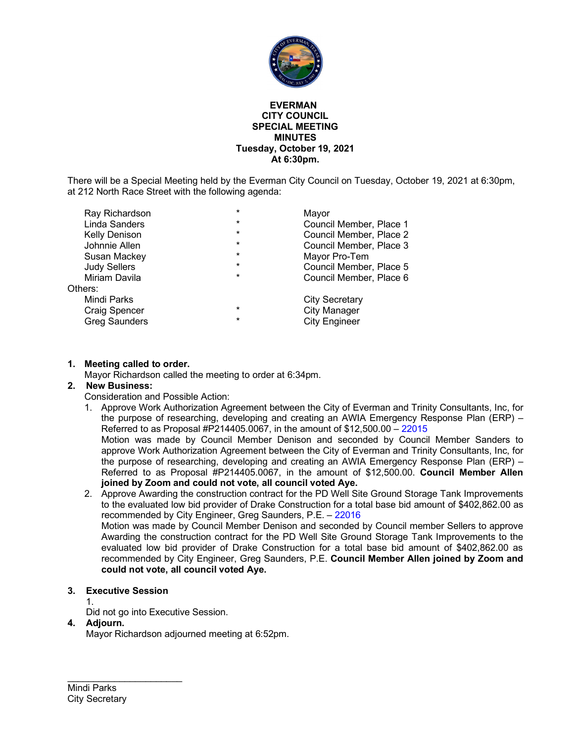# EVERMAN
# CITY COUNCIL
# SPECIAL MEETING
# MINUTES
**Tuesday, October 19, 2021**
**At 6:30pm.**

There will be a Special Meeting held by the Everman City Council on Tuesday, October 19, 2021 at 6:30pm, at 212 North Race Street with the following agenda:

| | | |
|---|---|---|
| Ray Richardson | * | Mayor |
| Linda Sanders | * | Council Member, Place 1 |
| Kelly Denison | * | Council Member, Place 2 |
| Johnnie Allen | * | Council Member, Place 3 |
| Susan Mackey | * | Mayor Pro-Tem |
| Judy Sellers | * | Council Member, Place 5 |
| Miriam Davila | * | Council Member, Place 6 |
| Others: | | |
| Mindi Parks | | City Secretary |
| Craig Spencer | * | City Manager |
| Greg Saunders | * | City Engineer |

1. **Meeting called to order.**
   Mayor Richardson called the meeting to order at 6:34pm.
2. **New Business:**
   Consideration and Possible Action:
   1. Approve Work Authorization Agreement between the City of Everman and Trinity Consultants, Inc, for the purpose of researching, developing and creating an AWIA Emergency Response Plan (ERP) – Referred to as Proposal #P214405.0067, in the amount of $12,500.00 – 22015
      Motion was made by Council Member Denison and seconded by Council Member Sanders to approve Work Authorization Agreement between the City of Everman and Trinity Consultants, Inc, for the purpose of researching, developing and creating an AWIA Emergency Response Plan (ERP) – Referred to as Proposal #P214405.0067, in the amount of $12,500.00. **Council Member Allen joined by Zoom and could not vote, all council voted Aye.**
   2. Approve Awarding the construction contract for the PD Well Site Ground Storage Tank Improvements to the evaluated low bid provider of Drake Construction for a total base bid amount of $402,862.00 as recommended by City Engineer, Greg Saunders, P.E. – 22016
      Motion was made by Council Member Denison and seconded by Council member Sellers to approve Awarding the construction contract for the PD Well Site Ground Storage Tank Improvements to the evaluated low bid provider of Drake Construction for a total base bid amount of $402,862.00 as recommended by City Engineer, Greg Saunders, P.E. **Council Member Allen joined by Zoom and could not vote, all council voted Aye.**
3. **Executive Session**
   1.
   Did not go into Executive Session.
4. **Adjourn.**
   Mayor Richardson adjourned meeting at 6:52pm.

\_\_\_\_\_\_\_\_\_\_\_\_\_\_\_\_\_\_\_\_\_\_\_\_
Mindi Parks
City Secretary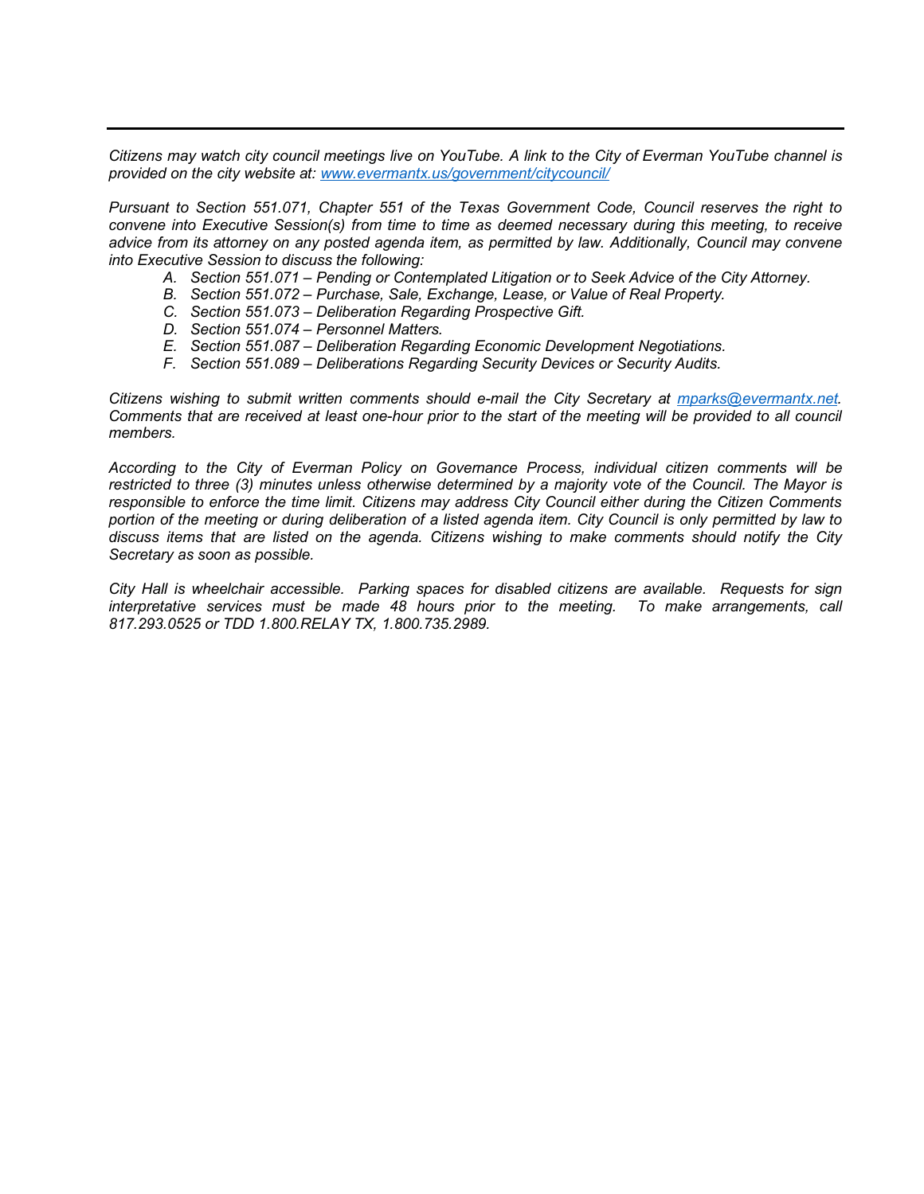---

*Citizens may watch city council meetings live on YouTube. A link to the City of Everman YouTube channel is provided on the city website at: [www.evermantx.us/government/citycouncil/](www.evermantx.us/government/citycouncil/)*

*Pursuant to Section 551.071, Chapter 551 of the Texas Government Code, Council reserves the right to convene into Executive Session(s) from time to time as deemed necessary during this meeting, to receive advice from its attorney on any posted agenda item, as permitted by law. Additionally, Council may convene into Executive Session to discuss the following:*

- *A. Section 551.071 – Pending or Contemplated Litigation or to Seek Advice of the City Attorney.*
- *B. Section 551.072 – Purchase, Sale, Exchange, Lease, or Value of Real Property.*
- *C. Section 551.073 – Deliberation Regarding Prospective Gift.*
- *D. Section 551.074 – Personnel Matters.*
- *E. Section 551.087 – Deliberation Regarding Economic Development Negotiations.*
- *F. Section 551.089 – Deliberations Regarding Security Devices or Security Audits.*

*Citizens wishing to submit written comments should e-mail the City Secretary at [mparks@evermantx.net](mailto:mparks@evermantx.net). Comments that are received at least one-hour prior to the start of the meeting will be provided to all council members.*

*According to the City of Everman Policy on Governance Process, individual citizen comments will be restricted to three (3) minutes unless otherwise determined by a majority vote of the Council. The Mayor is responsible to enforce the time limit. Citizens may address City Council either during the Citizen Comments portion of the meeting or during deliberation of a listed agenda item. City Council is only permitted by law to discuss items that are listed on the agenda. Citizens wishing to make comments should notify the City Secretary as soon as possible.*

*City Hall is wheelchair accessible. Parking spaces for disabled citizens are available. Requests for sign interpretative services must be made 48 hours prior to the meeting. To make arrangements, call 817.293.0525 or TDD 1.800.RELAY TX, 1.800.735.2989.*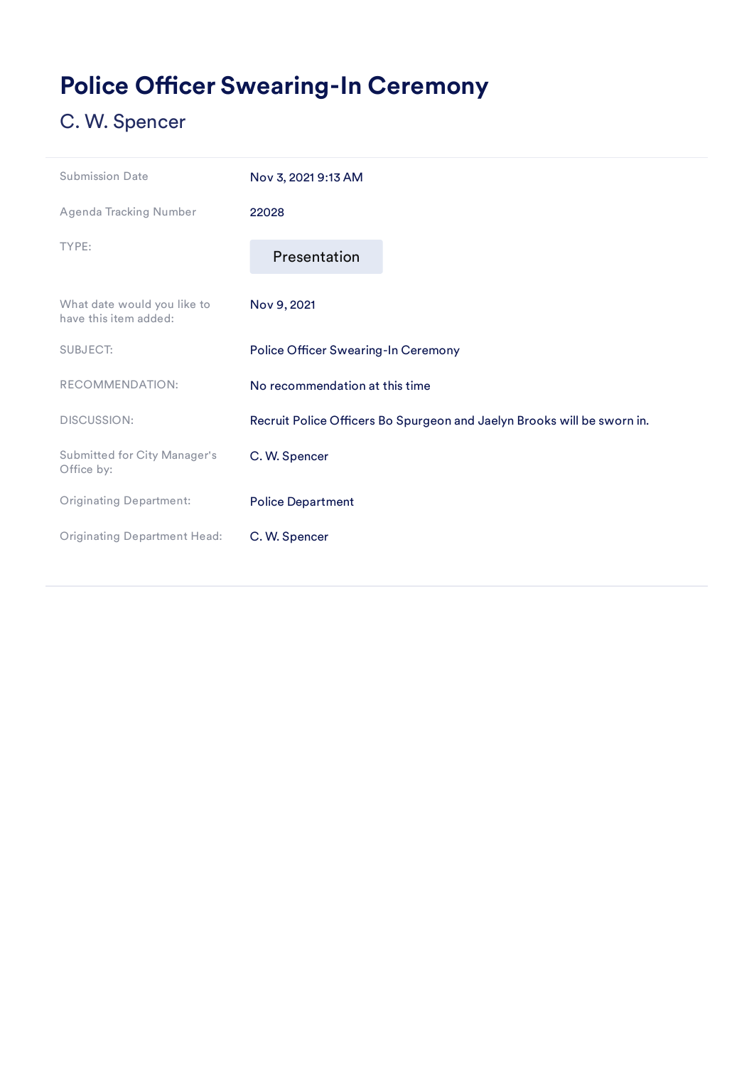# Police Officer Swearing-In Ceremony

C. W. Spencer

| | |
|---|---|
| Submission Date | Nov 3, 2021 9:13 AM |
| Agenda Tracking Number | 22028 |
| TYPE: | Presentation |
| What date would you like to have this item added: | Nov 9, 2021 |
| SUBJECT: | Police Officer Swearing-In Ceremony |
| RECOMMENDATION: | No recommendation at this time |
| DISCUSSION: | Recruit Police Officers Bo Spurgeon and Jaelyn Brooks will be sworn in. |
| Submitted for City Manager's Office by: | C. W. Spencer |
| Originating Department: | Police Department |
| Originating Department Head: | C. W. Spencer |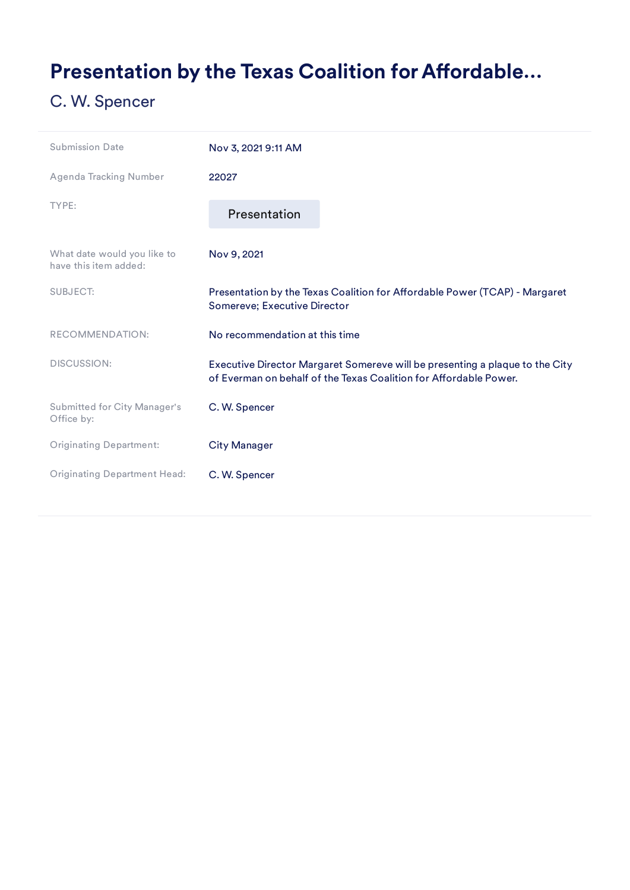# Presentation by the Texas Coalition for Affordable...

C. W. Spencer

| | |
|---|---|
| Submission Date | Nov 3, 2021 9:11 AM |
| Agenda Tracking Number | 22027 |
| TYPE: | Presentation |
| What date would you like to have this item added: | Nov 9, 2021 |
| SUBJECT: | Presentation by the Texas Coalition for Affordable Power (TCAP) - Margaret Somereve; Executive Director |
| RECOMMENDATION: | No recommendation at this time |
| DISCUSSION: | Executive Director Margaret Somereve will be presenting a plaque to the City of Everman on behalf of the Texas Coalition for Affordable Power. |
| Submitted for City Manager's Office by: | C. W. Spencer |
| Originating Department: | City Manager |
| Originating Department Head: | C. W. Spencer |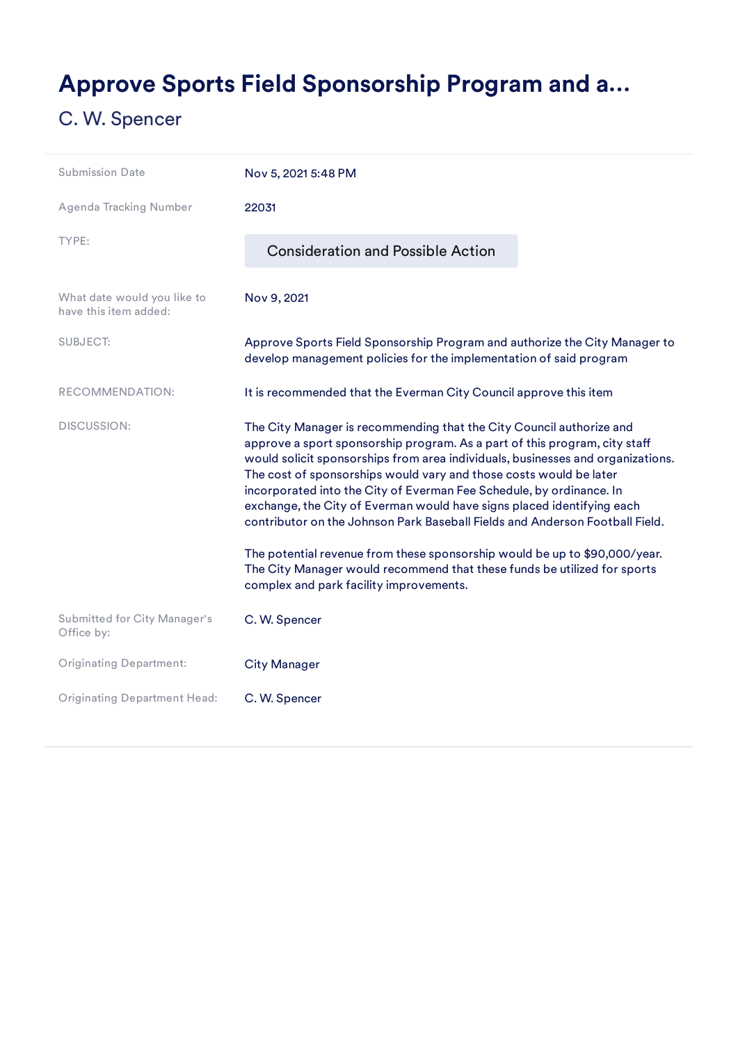# Approve Sports Field Sponsorship Program and a...

C. W. Spencer

| | |
|---|---|
| Submission Date | Nov 5, 2021 5:48 PM |
| Agenda Tracking Number | 22031 |
| TYPE: | Consideration and Possible Action |
| What date would you like to have this item added: | Nov 9, 2021 |
| SUBJECT: | Approve Sports Field Sponsorship Program and authorize the City Manager to develop management policies for the implementation of said program |
| RECOMMENDATION: | It is recommended that the Everman City Council approve this item |
| DISCUSSION: | The City Manager is recommending that the City Council authorize and approve a sport sponsorship program. As a part of this program, city staff would solicit sponsorships from area individuals, businesses and organizations. The cost of sponsorships would vary and those costs would be later incorporated into the City of Everman Fee Schedule, by ordinance. In exchange, the City of Everman would have signs placed identifying each contributor on the Johnson Park Baseball Fields and Anderson Football Field.<br><br>The potential revenue from these sponsorship would be up to $90,000/year. The City Manager would recommend that these funds be utilized for sports complex and park facility improvements. |
| Submitted for City Manager's Office by: | C. W. Spencer |
| Originating Department: | City Manager |
| Originating Department Head: | C. W. Spencer |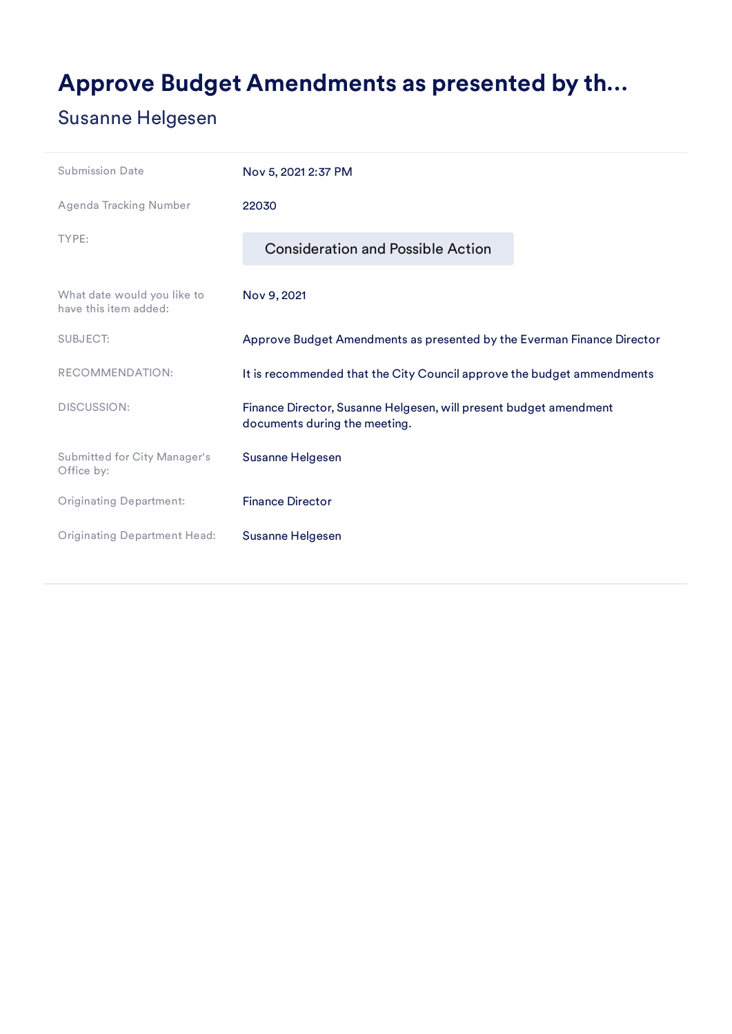# Approve Budget Amendments as presented by th...

## Susanne Helgesen

| | |
|---|---|
| Submission Date | Nov 5, 2021 2:37 PM |
| Agenda Tracking Number | 22030 |
| TYPE: | Consideration and Possible Action |
| What date would you like to have this item added: | Nov 9, 2021 |
| SUBJECT: | Approve Budget Amendments as presented by the Everman Finance Director |
| RECOMMENDATION: | It is recommended that the City Council approve the budget ammendments |
| DISCUSSION: | Finance Director, Susanne Helgesen, will present budget amendment documents during the meeting. |
| Submitted for City Manager's Office by: | Susanne Helgesen |
| Originating Department: | Finance Director |
| Originating Department Head: | Susanne Helgesen |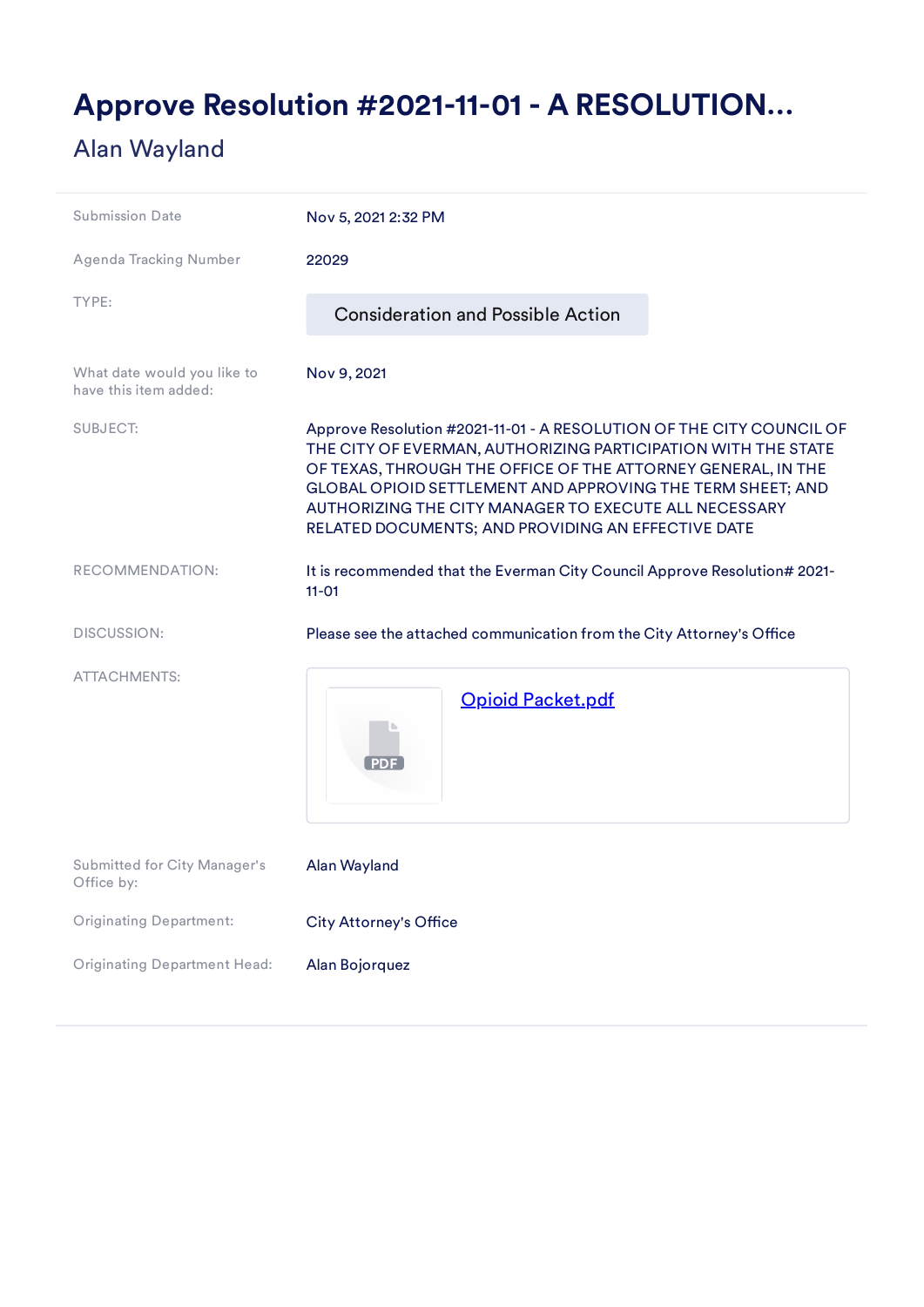# Approve Resolution #2021-11-01 - A RESOLUTION...

## Alan Wayland

| | |
|---|---|
| Submission Date | Nov 5, 2021 2:32 PM |
| Agenda Tracking Number | 22029 |
| TYPE: | Consideration and Possible Action |
| What date would you like to have this item added: | Nov 9, 2021 |
| SUBJECT: | Approve Resolution #2021-11-01 - A RESOLUTION OF THE CITY COUNCIL OF THE CITY OF EVERMAN, AUTHORIZING PARTICIPATION WITH THE STATE OF TEXAS, THROUGH THE OFFICE OF THE ATTORNEY GENERAL, IN THE GLOBAL OPIOID SETTLEMENT AND APPROVING THE TERM SHEET; AND AUTHORIZING THE CITY MANAGER TO EXECUTE ALL NECESSARY RELATED DOCUMENTS; AND PROVIDING AN EFFECTIVE DATE |
| RECOMMENDATION: | It is recommended that the Everman City Council Approve Resolution# 2021-11-01 |
| DISCUSSION: | Please see the attached communication from the City Attorney's Office |
| ATTACHMENTS: | Opioid Packet.pdf |
| Submitted for City Manager's Office by: | Alan Wayland |
| Originating Department: | City Attorney's Office |
| Originating Department Head: | Alan Bojorquez |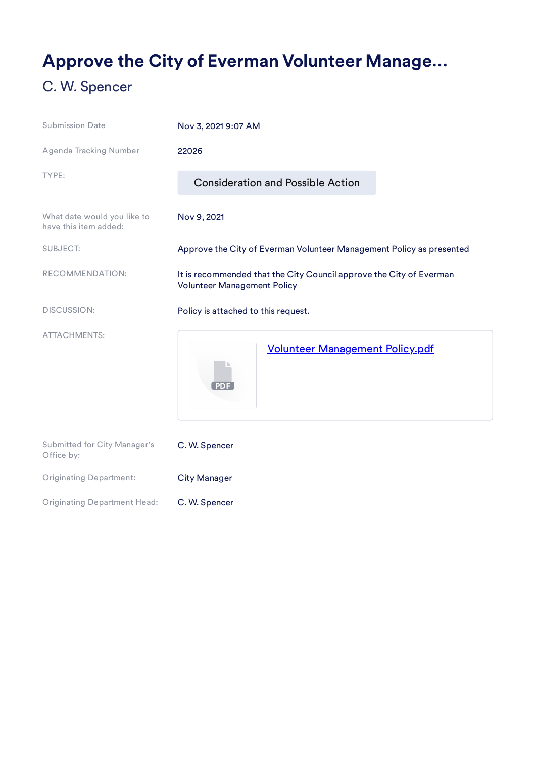# Approve the City of Everman Volunteer Manage...

C. W. Spencer

| | |
|---|---|
| Submission Date | Nov 3, 2021 9:07 AM |
| Agenda Tracking Number | 22026 |
| TYPE: | Consideration and Possible Action |
| What date would you like to have this item added: | Nov 9, 2021 |
| SUBJECT: | Approve the City of Everman Volunteer Management Policy as presented |
| RECOMMENDATION: | It is recommended that the City Council approve the City of Everman Volunteer Management Policy |
| DISCUSSION: | Policy is attached to this request. |
| ATTACHMENTS: | Volunteer Management Policy.pdf |
| Submitted for City Manager's Office by: | C. W. Spencer |
| Originating Department: | City Manager |
| Originating Department Head: | C. W. Spencer |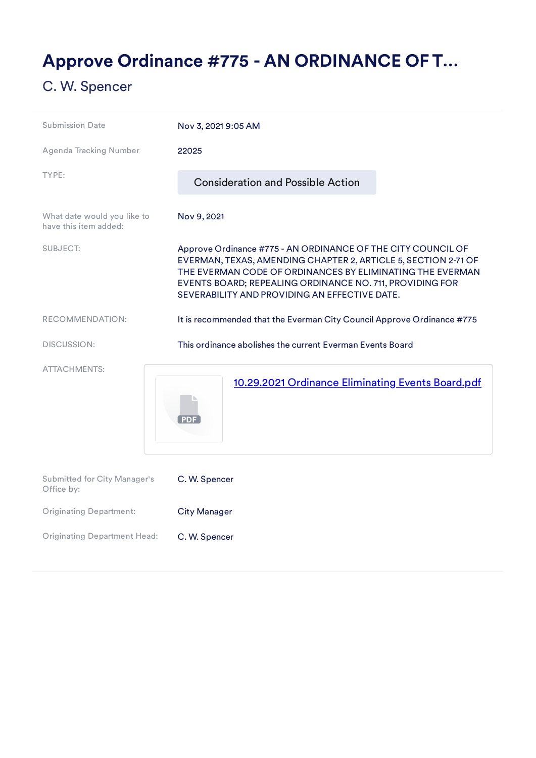# Approve Ordinance #775 - AN ORDINANCE OF T...

C. W. Spencer

| | |
|---|---|
| Submission Date | Nov 3, 2021 9:05 AM |
| Agenda Tracking Number | 22025 |
| TYPE: | Consideration and Possible Action |
| What date would you like to have this item added: | Nov 9, 2021 |
| SUBJECT: | Approve Ordinance #775 - AN ORDINANCE OF THE CITY COUNCIL OF EVERMAN, TEXAS, AMENDING CHAPTER 2, ARTICLE 5, SECTION 2-71 OF THE EVERMAN CODE OF ORDINANCES BY ELIMINATING THE EVERMAN EVENTS BOARD; REPEALING ORDINANCE NO. 711, PROVIDING FOR SEVERABILITY AND PROVIDING AN EFFECTIVE DATE. |
| RECOMMENDATION: | It is recommended that the Everman City Council Approve Ordinance #775 |
| DISCUSSION: | This ordinance abolishes the current Everman Events Board |
| ATTACHMENTS: | 10.29.2021 Ordinance Eliminating Events Board.pdf |
| Submitted for City Manager's Office by: | C. W. Spencer |
| Originating Department: | City Manager |
| Originating Department Head: | C. W. Spencer |